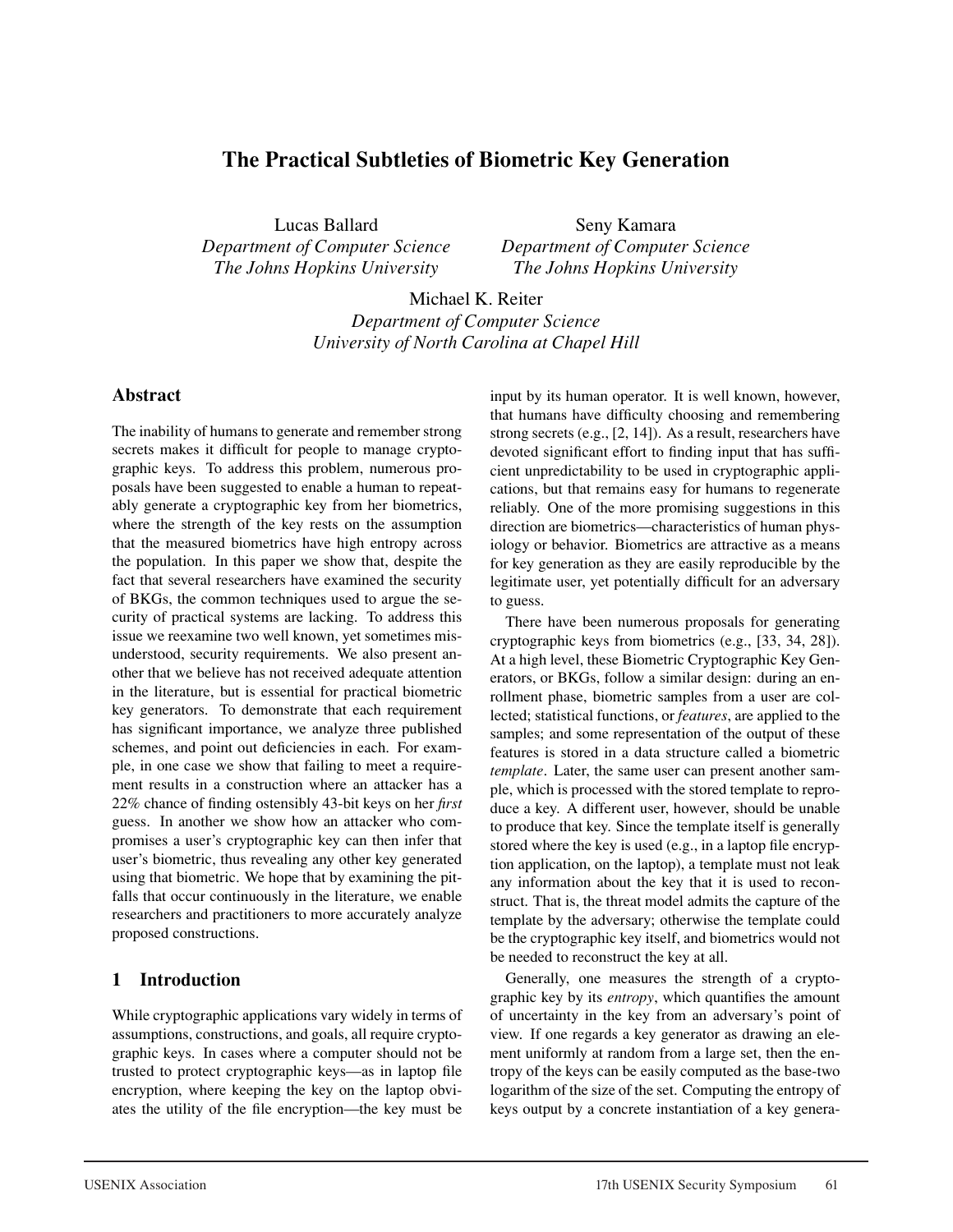# The Practical Subtleties of Biometric Key Generation

Lucas Ballard
*Department of Computer Science*
*The Johns Hopkins University*

Seny Kamara
*Department of Computer Science*
*The Johns Hopkins University*

Michael K. Reiter
*Department of Computer Science*
*University of North Carolina at Chapel Hill*

## Abstract

The inability of humans to generate and remember strong secrets makes it difficult for people to manage cryptographic keys. To address this problem, numerous proposals have been suggested to enable a human to repeatably generate a cryptographic key from her biometrics, where the strength of the key rests on the assumption that the measured biometrics have high entropy across the population. In this paper we show that, despite the fact that several researchers have examined the security of BKGs, the common techniques used to argue the security of practical systems are lacking. To address this issue we reexamine two well known, yet sometimes misunderstood, security requirements. We also present another that we believe has not received adequate attention in the literature, but is essential for practical biometric key generators. To demonstrate that each requirement has significant importance, we analyze three published schemes, and point out deficiencies in each. For example, in one case we show that failing to meet a requirement results in a construction where an attacker has a 22% chance of finding ostensibly 43-bit keys on her *first* guess. In another we show how an attacker who compromises a user's cryptographic key can then infer that user's biometric, thus revealing any other key generated using that biometric. We hope that by examining the pitfalls that occur continuously in the literature, we enable researchers and practitioners to more accurately analyze proposed constructions.

## 1 Introduction

While cryptographic applications vary widely in terms of assumptions, constructions, and goals, all require cryptographic keys. In cases where a computer should not be trusted to protect cryptographic keys—as in laptop file encryption, where keeping the key on the laptop obviates the utility of the file encryption—the key must be input by its human operator. It is well known, however, that humans have difficulty choosing and remembering strong secrets (e.g., [2, 14]). As a result, researchers have devoted significant effort to finding input that has sufficient unpredictability to be used in cryptographic applications, but that remains easy for humans to regenerate reliably. One of the more promising suggestions in this direction are biometrics—characteristics of human physiology or behavior. Biometrics are attractive as a means for key generation as they are easily reproducible by the legitimate user, yet potentially difficult for an adversary to guess.

There have been numerous proposals for generating cryptographic keys from biometrics (e.g., [33, 34, 28]). At a high level, these Biometric Cryptographic Key Generators, or BKGs, follow a similar design: during an enrollment phase, biometric samples from a user are collected; statistical functions, or *features*, are applied to the samples; and some representation of the output of these features is stored in a data structure called a biometric *template*. Later, the same user can present another sample, which is processed with the stored template to reproduce a key. A different user, however, should be unable to produce that key. Since the template itself is generally stored where the key is used (e.g., in a laptop file encryption application, on the laptop), a template must not leak any information about the key that it is used to reconstruct. That is, the threat model admits the capture of the template by the adversary; otherwise the template could be the cryptographic key itself, and biometrics would not be needed to reconstruct the key at all.

Generally, one measures the strength of a cryptographic key by its *entropy*, which quantifies the amount of uncertainty in the key from an adversary's point of view. If one regards a key generator as drawing an element uniformly at random from a large set, then the entropy of the keys can be easily computed as the base-two logarithm of the size of the set. Computing the entropy of keys output by a concrete instantiation of a key genera-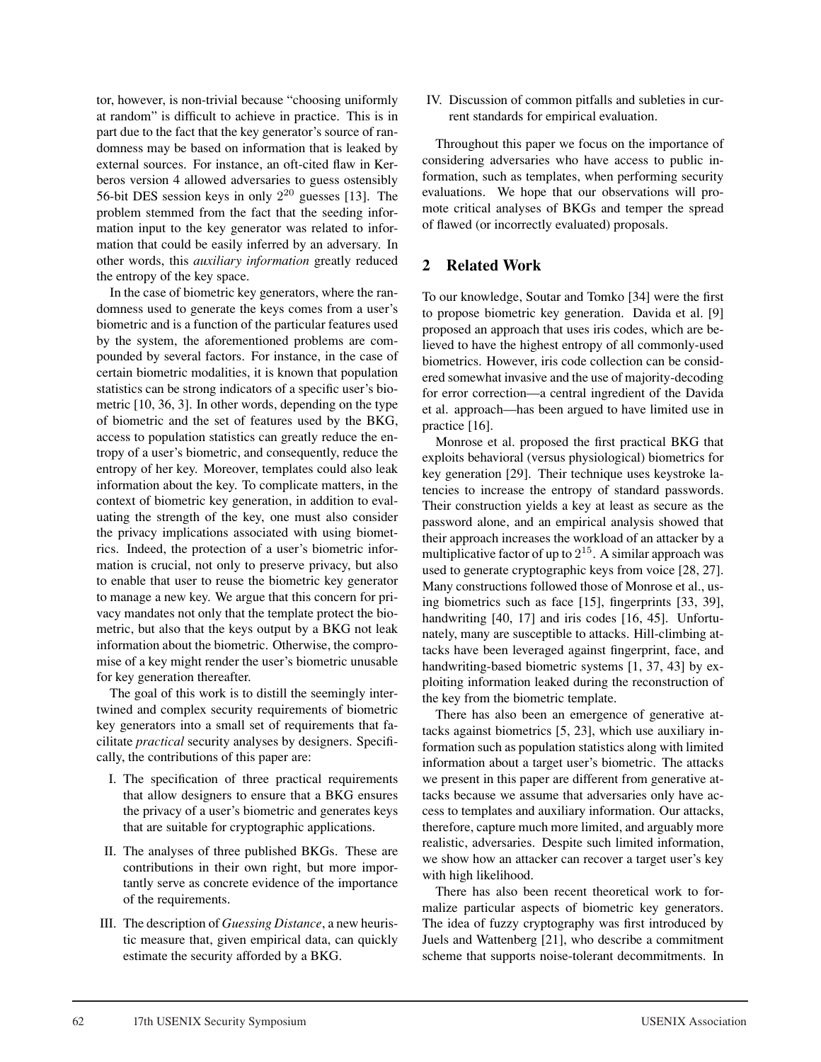tor, however, is non-trivial because "choosing uniformly at random" is difficult to achieve in practice. This is in part due to the fact that the key generator's source of randomness may be based on information that is leaked by external sources. For instance, an oft-cited flaw in Kerberos version 4 allowed adversaries to guess ostensibly 56-bit DES session keys in only $2^{20}$ guesses [13]. The problem stemmed from the fact that the seeding information input to the key generator was related to information that could be easily inferred by an adversary. In other words, this *auxiliary information* greatly reduced the entropy of the key space.

In the case of biometric key generators, where the randomness used to generate the keys comes from a user's biometric and is a function of the particular features used by the system, the aforementioned problems are compounded by several factors. For instance, in the case of certain biometric modalities, it is known that population statistics can be strong indicators of a specific user's biometric [10, 36, 3]. In other words, depending on the type of biometric and the set of features used by the BKG, access to population statistics can greatly reduce the entropy of a user's biometric, and consequently, reduce the entropy of her key. Moreover, templates could also leak information about the key. To complicate matters, in the context of biometric key generation, in addition to evaluating the strength of the key, one must also consider the privacy implications associated with using biometrics. Indeed, the protection of a user's biometric information is crucial, not only to preserve privacy, but also to enable that user to reuse the biometric key generator to manage a new key. We argue that this concern for privacy mandates not only that the template protect the biometric, but also that the keys output by a BKG not leak information about the biometric. Otherwise, the compromise of a key might render the user's biometric unusable for key generation thereafter.

The goal of this work is to distill the seemingly intertwined and complex security requirements of biometric key generators into a small set of requirements that facilitate *practical* security analyses by designers. Specifically, the contributions of this paper are:

I. The specification of three practical requirements that allow designers to ensure that a BKG ensures the privacy of a user's biometric and generates keys that are suitable for cryptographic applications.

II. The analyses of three published BKGs. These are contributions in their own right, but more importantly serve as concrete evidence of the importance of the requirements.

III. The description of *Guessing Distance*, a new heuristic measure that, given empirical data, can quickly estimate the security afforded by a BKG.

IV. Discussion of common pitfalls and subleties in current standards for empirical evaluation.

Throughout this paper we focus on the importance of considering adversaries who have access to public information, such as templates, when performing security evaluations. We hope that our observations will promote critical analyses of BKGs and temper the spread of flawed (or incorrectly evaluated) proposals.

## 2 Related Work

To our knowledge, Soutar and Tomko [34] were the first to propose biometric key generation. Davida et al. [9] proposed an approach that uses iris codes, which are believed to have the highest entropy of all commonly-used biometrics. However, iris code collection can be considered somewhat invasive and the use of majority-decoding for error correction—a central ingredient of the Davida et al. approach—has been argued to have limited use in practice [16].

Monrose et al. proposed the first practical BKG that exploits behavioral (versus physiological) biometrics for key generation [29]. Their technique uses keystroke latencies to increase the entropy of standard passwords. Their construction yields a key at least as secure as the password alone, and an empirical analysis showed that their approach increases the workload of an attacker by a multiplicative factor of up to $2^{15}$. A similar approach was used to generate cryptographic keys from voice [28, 27]. Many constructions followed those of Monrose et al., using biometrics such as face [15], fingerprints [33, 39], handwriting [40, 17] and iris codes [16, 45]. Unfortunately, many are susceptible to attacks. Hill-climbing attacks have been leveraged against fingerprint, face, and handwriting-based biometric systems [1, 37, 43] by exploiting information leaked during the reconstruction of the key from the biometric template.

There has also been an emergence of generative attacks against biometrics [5, 23], which use auxiliary information such as population statistics along with limited information about a target user's biometric. The attacks we present in this paper are different from generative attacks because we assume that adversaries only have access to templates and auxiliary information. Our attacks, therefore, capture much more limited, and arguably more realistic, adversaries. Despite such limited information, we show how an attacker can recover a target user's key with high likelihood.

There has also been recent theoretical work to formalize particular aspects of biometric key generators. The idea of fuzzy cryptography was first introduced by Juels and Wattenberg [21], who describe a commitment scheme that supports noise-tolerant decommitments. In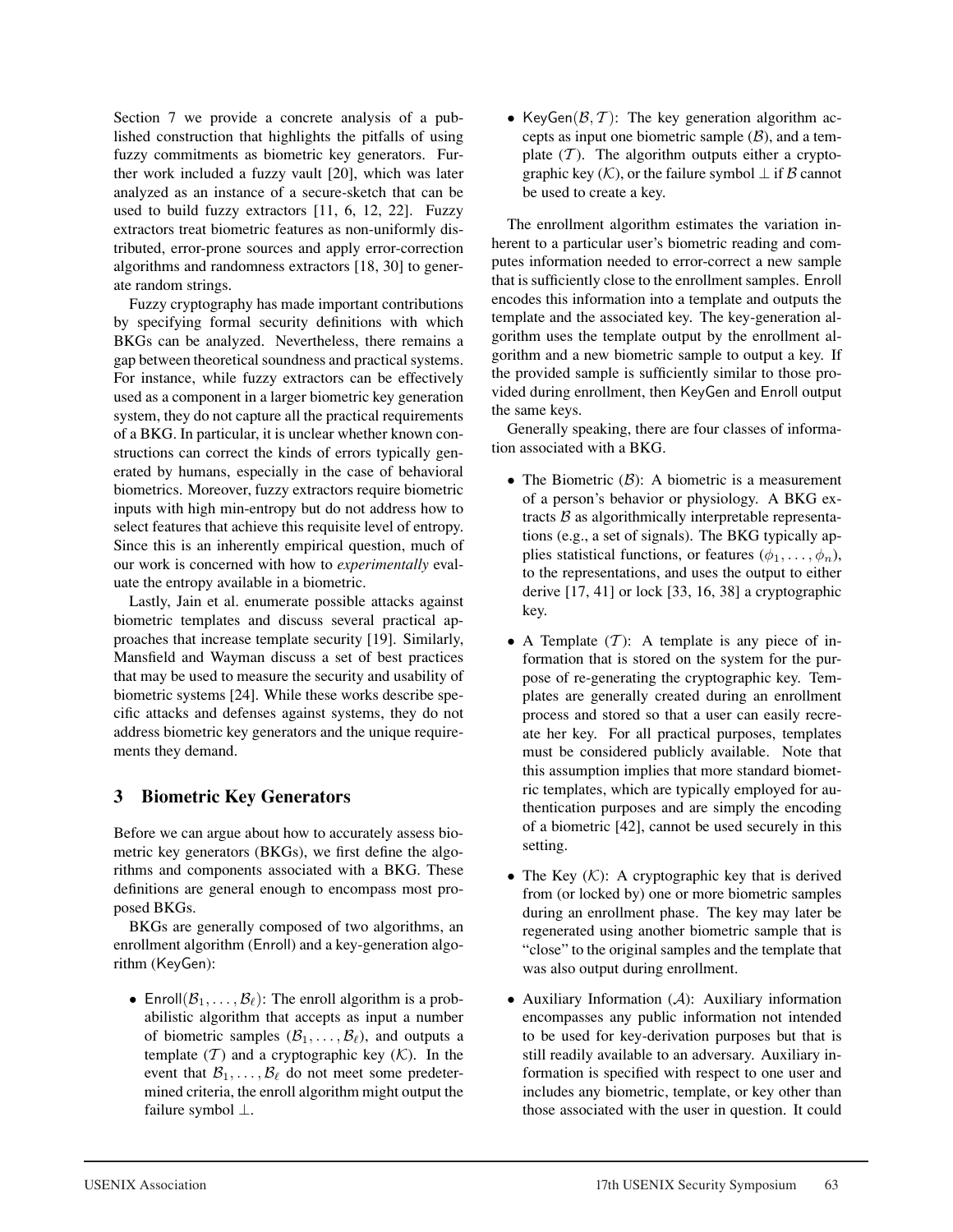Section 7 we provide a concrete analysis of a published construction that highlights the pitfalls of using fuzzy commitments as biometric key generators. Further work included a fuzzy vault [20], which was later analyzed as an instance of a secure-sketch that can be used to build fuzzy extractors [11, 6, 12, 22]. Fuzzy extractors treat biometric features as non-uniformly distributed, error-prone sources and apply error-correction algorithms and randomness extractors [18, 30] to generate random strings.

Fuzzy cryptography has made important contributions by specifying formal security definitions with which BKGs can be analyzed. Nevertheless, there remains a gap between theoretical soundness and practical systems. For instance, while fuzzy extractors can be effectively used as a component in a larger biometric key generation system, they do not capture all the practical requirements of a BKG. In particular, it is unclear whether known constructions can correct the kinds of errors typically generated by humans, especially in the case of behavioral biometrics. Moreover, fuzzy extractors require biometric inputs with high min-entropy but do not address how to select features that achieve this requisite level of entropy. Since this is an inherently empirical question, much of our work is concerned with how to *experimentally* evaluate the entropy available in a biometric.

Lastly, Jain et al. enumerate possible attacks against biometric templates and discuss several practical approaches that increase template security [19]. Similarly, Mansfield and Wayman discuss a set of best practices that may be used to measure the security and usability of biometric systems [24]. While these works describe specific attacks and defenses against systems, they do not address biometric key generators and the unique requirements they demand.

## 3 Biometric Key Generators

Before we can argue about how to accurately assess biometric key generators (BKGs), we first define the algorithms and components associated with a BKG. These definitions are general enough to encompass most proposed BKGs.

BKGs are generally composed of two algorithms, an enrollment algorithm (Enroll) and a key-generation algorithm (KeyGen):

- Enroll($\mathcal{B}_1, \ldots, \mathcal{B}_\ell$): The enroll algorithm is a probabilistic algorithm that accepts as input a number of biometric samples ($\mathcal{B}_1, \ldots, \mathcal{B}_\ell$), and outputs a template ($\mathcal{T}$) and a cryptographic key ($\mathcal{K}$). In the event that $\mathcal{B}_1, \ldots, \mathcal{B}_\ell$ do not meet some predetermined criteria, the enroll algorithm might output the failure symbol $\perp$.
- KeyGen($\mathcal{B}, \mathcal{T}$): The key generation algorithm accepts as input one biometric sample ($\mathcal{B}$), and a template ($\mathcal{T}$). The algorithm outputs either a cryptographic key ($\mathcal{K}$), or the failure symbol $\perp$ if $\mathcal{B}$ cannot be used to create a key.

The enrollment algorithm estimates the variation inherent to a particular user's biometric reading and computes information needed to error-correct a new sample that is sufficiently close to the enrollment samples. Enroll encodes this information into a template and outputs the template and the associated key. The key-generation algorithm uses the template output by the enrollment algorithm and a new biometric sample to output a key. If the provided sample is sufficiently similar to those provided during enrollment, then KeyGen and Enroll output the same keys.

Generally speaking, there are four classes of information associated with a BKG.

- The Biometric ($\mathcal{B}$): A biometric is a measurement of a person's behavior or physiology. A BKG extracts $\mathcal{B}$ as algorithmically interpretable representations (e.g., a set of signals). The BKG typically applies statistical functions, or features ($\phi_1, \ldots, \phi_n$), to the representations, and uses the output to either derive [17, 41] or lock [33, 16, 38] a cryptographic key.
- A Template ($\mathcal{T}$): A template is any piece of information that is stored on the system for the purpose of re-generating the cryptographic key. Templates are generally created during an enrollment process and stored so that a user can easily recreate her key. For all practical purposes, templates must be considered publicly available. Note that this assumption implies that more standard biometric templates, which are typically employed for authentication purposes and are simply the encoding of a biometric [42], cannot be used securely in this setting.
- The Key ($\mathcal{K}$): A cryptographic key that is derived from (or locked by) one or more biometric samples during an enrollment phase. The key may later be regenerated using another biometric sample that is "close" to the original samples and the template that was also output during enrollment.
- Auxiliary Information ($\mathcal{A}$): Auxiliary information encompasses any public information not intended to be used for key-derivation purposes but that is still readily available to an adversary. Auxiliary information is specified with respect to one user and includes any biometric, template, or key other than those associated with the user in question. It could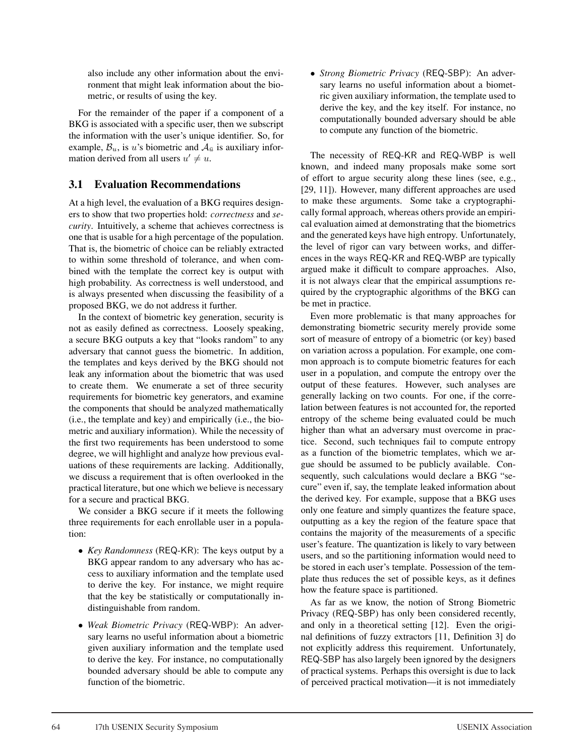also include any other information about the environment that might leak information about the biometric, or results of using the key.

For the remainder of the paper if a component of a BKG is associated with a specific user, then we subscript the information with the user's unique identifier. So, for example, $\mathcal{B}_u$, is $u$'s biometric and $\mathcal{A}_{\bar{u}}$ is auxiliary information derived from all users $u' \neq u$.

### 3.1 Evaluation Recommendations

At a high level, the evaluation of a BKG requires designers to show that two properties hold: *correctness* and *security*. Intuitively, a scheme that achieves correctness is one that is usable for a high percentage of the population. That is, the biometric of choice can be reliably extracted to within some threshold of tolerance, and when combined with the template the correct key is output with high probability. As correctness is well understood, and is always presented when discussing the feasibility of a proposed BKG, we do not address it further.

In the context of biometric key generation, security is not as easily defined as correctness. Loosely speaking, a secure BKG outputs a key that "looks random" to any adversary that cannot guess the biometric. In addition, the templates and keys derived by the BKG should not leak any information about the biometric that was used to create them. We enumerate a set of three security requirements for biometric key generators, and examine the components that should be analyzed mathematically (i.e., the template and key) and empirically (i.e., the biometric and auxiliary information). While the necessity of the first two requirements has been understood to some degree, we will highlight and analyze how previous evaluations of these requirements are lacking. Additionally, we discuss a requirement that is often overlooked in the practical literature, but one which we believe is necessary for a secure and practical BKG.

We consider a BKG secure if it meets the following three requirements for each enrollable user in a population:

- *Key Randomness* (REQ-KR): The keys output by a BKG appear random to any adversary who has access to auxiliary information and the template used to derive the key. For instance, we might require that the key be statistically or computationally indistinguishable from random.
- *Weak Biometric Privacy* (REQ-WBP): An adversary learns no useful information about a biometric given auxiliary information and the template used to derive the key. For instance, no computationally bounded adversary should be able to compute any function of the biometric.
- *Strong Biometric Privacy* (REQ-SBP): An adversary learns no useful information about a biometric given auxiliary information, the template used to derive the key, and the key itself. For instance, no computationally bounded adversary should be able to compute any function of the biometric.

The necessity of REQ-KR and REQ-WBP is well known, and indeed many proposals make some sort of effort to argue security along these lines (see, e.g., [29, 11]). However, many different approaches are used to make these arguments. Some take a cryptographically formal approach, whereas others provide an empirical evaluation aimed at demonstrating that the biometrics and the generated keys have high entropy. Unfortunately, the level of rigor can vary between works, and differences in the ways REQ-KR and REQ-WBP are typically argued make it difficult to compare approaches. Also, it is not always clear that the empirical assumptions required by the cryptographic algorithms of the BKG can be met in practice.

Even more problematic is that many approaches for demonstrating biometric security merely provide some sort of measure of entropy of a biometric (or key) based on variation across a population. For example, one common approach is to compute biometric features for each user in a population, and compute the entropy over the output of these features. However, such analyses are generally lacking on two counts. For one, if the correlation between features is not accounted for, the reported entropy of the scheme being evaluated could be much higher than what an adversary must overcome in practice. Second, such techniques fail to compute entropy as a function of the biometric templates, which we argue should be assumed to be publicly available. Consequently, such calculations would declare a BKG "secure" even if, say, the template leaked information about the derived key. For example, suppose that a BKG uses only one feature and simply quantizes the feature space, outputting as a key the region of the feature space that contains the majority of the measurements of a specific user's feature. The quantization is likely to vary between users, and so the partitioning information would need to be stored in each user's template. Possession of the template thus reduces the set of possible keys, as it defines how the feature space is partitioned.

As far as we know, the notion of Strong Biometric Privacy (REQ-SBP) has only been considered recently, and only in a theoretical setting [12]. Even the original definitions of fuzzy extractors [11, Definition 3] do not explicitly address this requirement. Unfortunately, REQ-SBP has also largely been ignored by the designers of practical systems. Perhaps this oversight is due to lack of perceived practical motivation—it is not immediately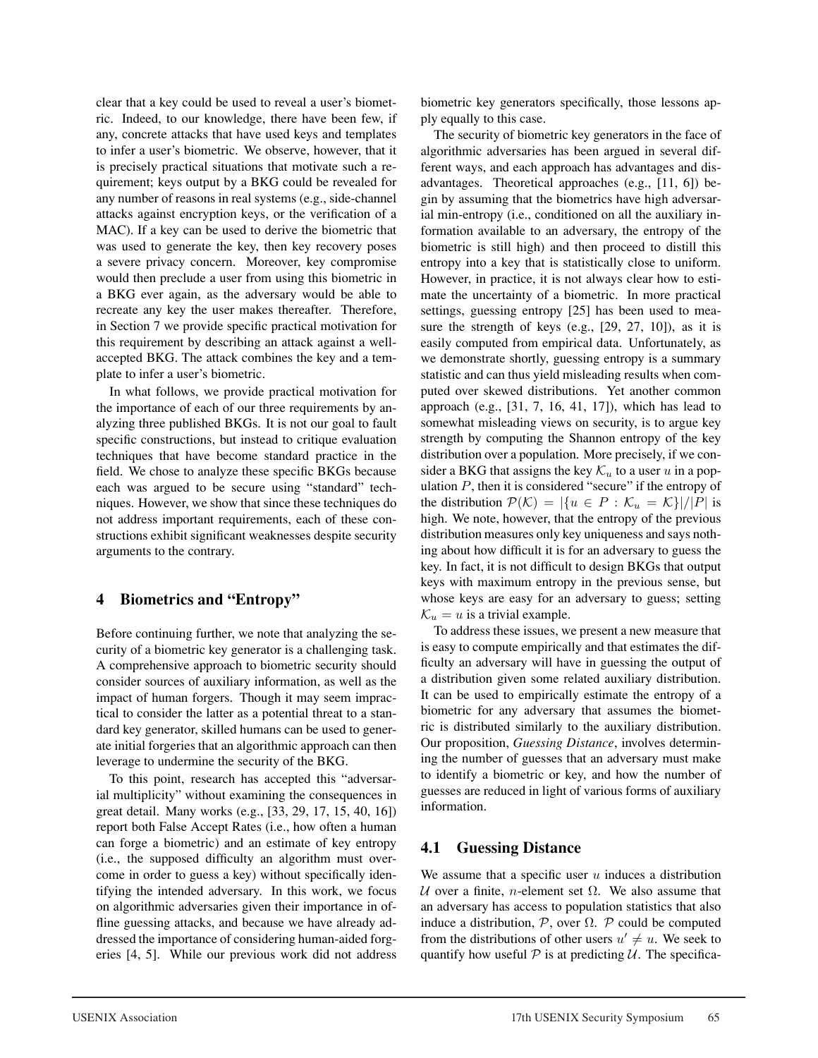clear that a key could be used to reveal a user's biometric. Indeed, to our knowledge, there have been few, if any, concrete attacks that have used keys and templates to infer a user's biometric. We observe, however, that it is precisely practical situations that motivate such a requirement; keys output by a BKG could be revealed for any number of reasons in real systems (e.g., side-channel attacks against encryption keys, or the verification of a MAC). If a key can be used to derive the biometric that was used to generate the key, then key recovery poses a severe privacy concern. Moreover, key compromise would then preclude a user from using this biometric in a BKG ever again, as the adversary would be able to recreate any key the user makes thereafter. Therefore, in Section 7 we provide specific practical motivation for this requirement by describing an attack against a well-accepted BKG. The attack combines the key and a template to infer a user's biometric.

In what follows, we provide practical motivation for the importance of each of our three requirements by analyzing three published BKGs. It is not our goal to fault specific constructions, but instead to critique evaluation techniques that have become standard practice in the field. We chose to analyze these specific BKGs because each was argued to be secure using "standard" techniques. However, we show that since these techniques do not address important requirements, each of these constructions exhibit significant weaknesses despite security arguments to the contrary.

## 4 Biometrics and "Entropy"

Before continuing further, we note that analyzing the security of a biometric key generator is a challenging task. A comprehensive approach to biometric security should consider sources of auxiliary information, as well as the impact of human forgers. Though it may seem impractical to consider the latter as a potential threat to a standard key generator, skilled humans can be used to generate initial forgeries that an algorithmic approach can then leverage to undermine the security of the BKG.

To this point, research has accepted this "adversarial multiplicity" without examining the consequences in great detail. Many works (e.g., [33, 29, 17, 15, 40, 16]) report both False Accept Rates (i.e., how often a human can forge a biometric) and an estimate of key entropy (i.e., the supposed difficulty an algorithm must overcome in order to guess a key) without specifically identifying the intended adversary. In this work, we focus on algorithmic adversaries given their importance in offline guessing attacks, and because we have already addressed the importance of considering human-aided forgeries [4, 5]. While our previous work did not address biometric key generators specifically, those lessons apply equally to this case.

The security of biometric key generators in the face of algorithmic adversaries has been argued in several different ways, and each approach has advantages and disadvantages. Theoretical approaches (e.g., [11, 6]) begin by assuming that the biometrics have high adversarial min-entropy (i.e., conditioned on all the auxiliary information available to an adversary, the entropy of the biometric is still high) and then proceed to distill this entropy into a key that is statistically close to uniform. However, in practice, it is not always clear how to estimate the uncertainty of a biometric. In more practical settings, guessing entropy [25] has been used to measure the strength of keys (e.g., [29, 27, 10]), as it is easily computed from empirical data. Unfortunately, as we demonstrate shortly, guessing entropy is a summary statistic and can thus yield misleading results when computed over skewed distributions. Yet another common approach (e.g., [31, 7, 16, 41, 17]), which has lead to somewhat misleading views on security, is to argue key strength by computing the Shannon entropy of the key distribution over a population. More precisely, if we consider a BKG that assigns the key $\mathcal{K}_u$ to a user $u$ in a population $P$, then it is considered "secure" if the entropy of the distribution $\mathcal{P}(\mathcal{K}) = |\{u \in P : \mathcal{K}_u = \mathcal{K}\}|/|P|$ is high. We note, however, that the entropy of the previous distribution measures only key uniqueness and says nothing about how difficult it is for an adversary to guess the key. In fact, it is not difficult to design BKGs that output keys with maximum entropy in the previous sense, but whose keys are easy for an adversary to guess; setting $\mathcal{K}_u = u$ is a trivial example.

To address these issues, we present a new measure that is easy to compute empirically and that estimates the difficulty an adversary will have in guessing the output of a distribution given some related auxiliary distribution. It can be used to empirically estimate the entropy of a biometric for any adversary that assumes the biometric is distributed similarly to the auxiliary distribution. Our proposition, *Guessing Distance*, involves determining the number of guesses that an adversary must make to identify a biometric or key, and how the number of guesses are reduced in light of various forms of auxiliary information.

### 4.1 Guessing Distance

We assume that a specific user $u$ induces a distribution $\mathcal{U}$ over a finite, $n$-element set $\Omega$. We also assume that an adversary has access to population statistics that also induce a distribution, $\mathcal{P}$, over $\Omega$. $\mathcal{P}$ could be computed from the distributions of other users $u' \neq u$. We seek to quantify how useful $\mathcal{P}$ is at predicting $\mathcal{U}$. The specifica-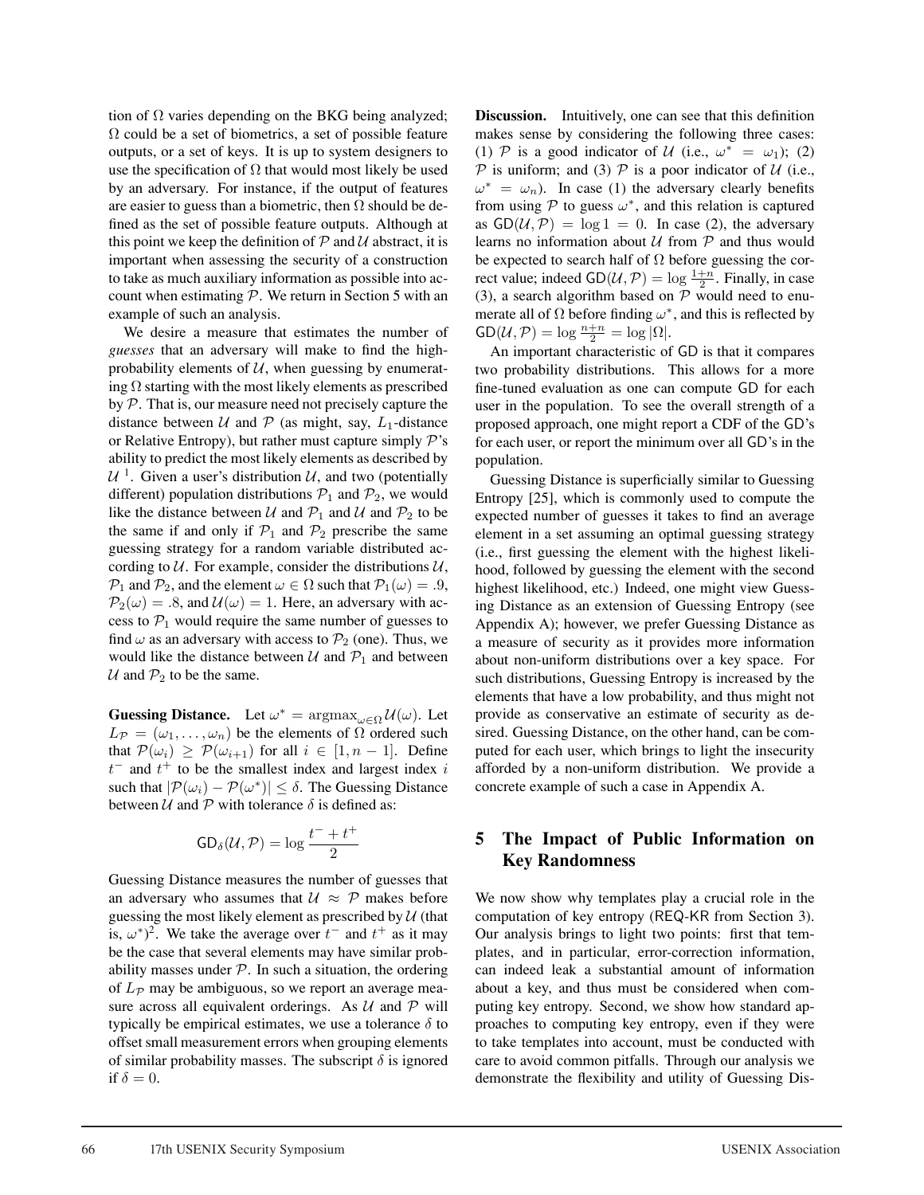tion of $\Omega$ varies depending on the BKG being analyzed; $\Omega$ could be a set of biometrics, a set of possible feature outputs, or a set of keys. It is up to system designers to use the specification of $\Omega$ that would most likely be used by an adversary. For instance, if the output of features are easier to guess than a biometric, then $\Omega$ should be defined as the set of possible feature outputs. Although at this point we keep the definition of $\mathcal{P}$ and $\mathcal{U}$ abstract, it is important when assessing the security of a construction to take as much auxiliary information as possible into account when estimating $\mathcal{P}$. We return in Section 5 with an example of such an analysis.

We desire a measure that estimates the number of *guesses* that an adversary will make to find the high-probability elements of $\mathcal{U}$, when guessing by enumerating $\Omega$ starting with the most likely elements as prescribed by $\mathcal{P}$. That is, our measure need not precisely capture the distance between $\mathcal{U}$ and $\mathcal{P}$ (as might, say, $L_1$-distance or Relative Entropy), but rather must capture simply $\mathcal{P}$'s ability to predict the most likely elements as described by $\mathcal{U}$ [1]. Given a user's distribution $\mathcal{U}$, and two (potentially different) population distributions $\mathcal{P}_1$ and $\mathcal{P}_2$, we would like the distance between $\mathcal{U}$ and $\mathcal{P}_1$ and $\mathcal{U}$ and $\mathcal{P}_2$ to be the same if and only if $\mathcal{P}_1$ and $\mathcal{P}_2$ prescribe the same guessing strategy for a random variable distributed according to $\mathcal{U}$. For example, consider the distributions $\mathcal{U}$, $\mathcal{P}_1$ and $\mathcal{P}_2$, and the element $\omega \in \Omega$ such that $\mathcal{P}_1(\omega) = .9$, $\mathcal{P}_2(\omega) = .8$, and $\mathcal{U}(\omega) = 1$. Here, an adversary with access to $\mathcal{P}_1$ would require the same number of guesses to find $\omega$ as an adversary with access to $\mathcal{P}_2$ (one). Thus, we would like the distance between $\mathcal{U}$ and $\mathcal{P}_1$ and between $\mathcal{U}$ and $\mathcal{P}_2$ to be the same.

**Guessing Distance.** Let $\omega^* = \text{argmax}_{\omega \in \Omega} \mathcal{U}(\omega)$. Let $L_{\mathcal{P}} = (\omega_1, \ldots, \omega_n)$ be the elements of $\Omega$ ordered such that $\mathcal{P}(\omega_i) \geq \mathcal{P}(\omega_{i+1})$ for all $i \in [1, n-1]$. Define $t^-$ and $t^+$ to be the smallest index and largest index $i$ such that $|\mathcal{P}(\omega_i) - \mathcal{P}(\omega^*)| \leq \delta$. The Guessing Distance between $\mathcal{U}$ and $\mathcal{P}$ with tolerance $\delta$ is defined as:

$$\mathsf{GD}_\delta(\mathcal{U}, \mathcal{P}) = \log \frac{t^- + t^+}{2}$$

Guessing Distance measures the number of guesses that an adversary who assumes that $\mathcal{U} \approx \mathcal{P}$ makes before guessing the most likely element as prescribed by $\mathcal{U}$ (that is, $\omega^*$)[2]. We take the average over $t^-$ and $t^+$ as it may be the case that several elements may have similar probability masses under $\mathcal{P}$. In such a situation, the ordering of $L_{\mathcal{P}}$ may be ambiguous, so we report an average measure across all equivalent orderings. As $\mathcal{U}$ and $\mathcal{P}$ will typically be empirical estimates, we use a tolerance $\delta$ to offset small measurement errors when grouping elements of similar probability masses. The subscript $\delta$ is ignored if $\delta = 0$.

**Discussion.** Intuitively, one can see that this definition makes sense by considering the following three cases: (1) $\mathcal{P}$ is a good indicator of $\mathcal{U}$ (i.e., $\omega^* = \omega_1$); (2) $\mathcal{P}$ is uniform; and (3) $\mathcal{P}$ is a poor indicator of $\mathcal{U}$ (i.e., $\omega^* = \omega_n$). In case (1) the adversary clearly benefits from using $\mathcal{P}$ to guess $\omega^*$, and this relation is captured as $\mathsf{GD}(\mathcal{U}, \mathcal{P}) = \log 1 = 0$. In case (2), the adversary learns no information about $\mathcal{U}$ from $\mathcal{P}$ and thus would be expected to search half of $\Omega$ before guessing the correct value; indeed $\mathsf{GD}(\mathcal{U}, \mathcal{P}) = \log \frac{1+n}{2}$. Finally, in case (3), a search algorithm based on $\mathcal{P}$ would need to enumerate all of $\Omega$ before finding $\omega^*$, and this is reflected by $\mathsf{GD}(\mathcal{U}, \mathcal{P}) = \log \frac{n+n}{2} = \log |\Omega|$.

An important characteristic of $\mathsf{GD}$ is that it compares two probability distributions. This allows for a more fine-tuned evaluation as one can compute $\mathsf{GD}$ for each user in the population. To see the overall strength of a proposed approach, one might report a CDF of the $\mathsf{GD}$'s for each user, or report the minimum over all $\mathsf{GD}$'s in the population.

Guessing Distance is superficially similar to Guessing Entropy [25], which is commonly used to compute the expected number of guesses it takes to find an average element in a set assuming an optimal guessing strategy (i.e., first guessing the element with the highest likelihood, followed by guessing the element with the second highest likelihood, etc.) Indeed, one might view Guessing Distance as an extension of Guessing Entropy (see Appendix A); however, we prefer Guessing Distance as a measure of security as it provides more information about non-uniform distributions over a key space. For such distributions, Guessing Entropy is increased by the elements that have a low probability, and thus might not provide as conservative an estimate of security as desired. Guessing Distance, on the other hand, can be computed for each user, which brings to light the insecurity afforded by a non-uniform distribution. We provide a concrete example of such a case in Appendix A.

## 5 The Impact of Public Information on Key Randomness

We now show why templates play a crucial role in the computation of key entropy (REQ-KR from Section 3). Our analysis brings to light two points: first that templates, and in particular, error-correction information, can indeed leak a substantial amount of information about a key, and thus must be considered when computing key entropy. Second, we show how standard approaches to computing key entropy, even if they were to take templates into account, must be conducted with care to avoid common pitfalls. Through our analysis we demonstrate the flexibility and utility of Guessing Dis-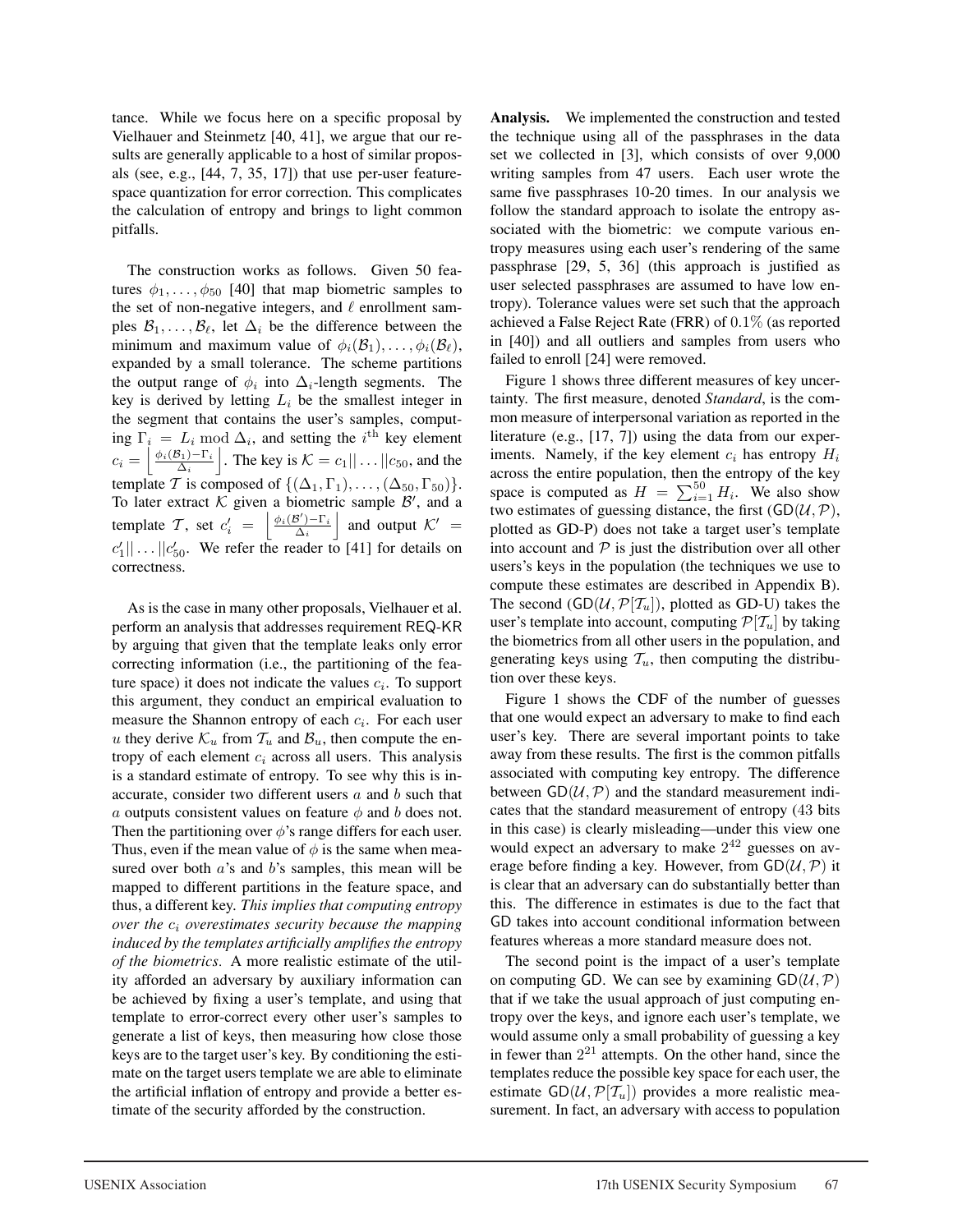tance. While we focus here on a specific proposal by Vielhauer and Steinmetz [40, 41], we argue that our results are generally applicable to a host of similar proposals (see, e.g., [44, 7, 35, 17]) that use per-user feature-space quantization for error correction. This complicates the calculation of entropy and brings to light common pitfalls.

The construction works as follows. Given 50 features $\phi_1, \ldots, \phi_{50}$ [40] that map biometric samples to the set of non-negative integers, and $\ell$ enrollment samples $\mathcal{B}_1, \ldots, \mathcal{B}_\ell$, let $\Delta_i$ be the difference between the minimum and maximum value of $\phi_i(\mathcal{B}_1), \ldots, \phi_i(\mathcal{B}_\ell)$, expanded by a small tolerance. The scheme partitions the output range of $\phi_i$ into $\Delta_i$-length segments. The key is derived by letting $L_i$ be the smallest integer in the segment that contains the user's samples, computing $\Gamma_i = L_i \bmod \Delta_i$, and setting the $i^{\text{th}}$ key element $c_i = \left\lfloor \frac{\phi_i(\mathcal{B}_1) - \Gamma_i}{\Delta_i} \right\rfloor$. The key is $\mathcal{K} = c_1 || \ldots || c_{50}$, and the template $\mathcal{T}$ is composed of $\{(\Delta_1, \Gamma_1), \ldots, (\Delta_{50}, \Gamma_{50})\}$. To later extract $\mathcal{K}$ given a biometric sample $\mathcal{B}'$, and a template $\mathcal{T}$, set $c'_i = \left\lfloor \frac{\phi_i(\mathcal{B}') - \Gamma_i}{\Delta_i} \right\rfloor$ and output $\mathcal{K}' = c'_1 || \ldots || c'_{50}$. We refer the reader to [41] for details on correctness.

As is the case in many other proposals, Vielhauer et al. perform an analysis that addresses requirement REQ-KR by arguing that given that the template leaks only error correcting information (i.e., the partitioning of the feature space) it does not indicate the values $c_i$. To support this argument, they conduct an empirical evaluation to measure the Shannon entropy of each $c_i$. For each user $u$ they derive $\mathcal{K}_u$ from $\mathcal{T}_u$ and $\mathcal{B}_u$, then compute the entropy of each element $c_i$ across all users. This analysis is a standard estimate of entropy. To see why this is inaccurate, consider two different users $a$ and $b$ such that $a$ outputs consistent values on feature $\phi$ and $b$ does not. Then the partitioning over $\phi$'s range differs for each user. Thus, even if the mean value of $\phi$ is the same when measured over both $a$'s and $b$'s samples, this mean will be mapped to different partitions in the feature space, and thus, a different key. *This implies that computing entropy over the $c_i$ overestimates security because the mapping induced by the templates artificially amplifies the entropy of the biometrics.* A more realistic estimate of the utility afforded an adversary by auxiliary information can be achieved by fixing a user's template, and using that template to error-correct every other user's samples to generate a list of keys, then measuring how close those keys are to the target user's key. By conditioning the estimate on the target users template we are able to eliminate the artificial inflation of entropy and provide a better estimate of the security afforded by the construction.

**Analysis.** We implemented the construction and tested the technique using all of the passphrases in the data set we collected in [3], which consists of over 9,000 writing samples from 47 users. Each user wrote the same five passphrases 10-20 times. In our analysis we follow the standard approach to isolate the entropy associated with the biometric: we compute various entropy measures using each user's rendering of the same passphrase [29, 5, 36] (this approach is justified as user selected passphrases are assumed to have low entropy). Tolerance values were set such that the approach achieved a False Reject Rate (FRR) of $0.1\%$ (as reported in [40]) and all outliers and samples from users who failed to enroll [24] were removed.

Figure 1 shows three different measures of key uncertainty. The first measure, denoted *Standard*, is the common measure of interpersonal variation as reported in the literature (e.g., [17, 7]) using the data from our experiments. Namely, if the key element $c_i$ has entropy $H_i$ across the entire population, then the entropy of the key space is computed as $H = \sum_{i=1}^{50} H_i$. We also show two estimates of guessing distance, the first ($\mathsf{GD}(\mathcal{U}, \mathcal{P})$, plotted as GD-P) does not take a target user's template into account and $\mathcal{P}$ is just the distribution over all other users's keys in the population (the techniques we use to compute these estimates are described in Appendix B). The second ($\mathsf{GD}(\mathcal{U}, \mathcal{P}[\mathcal{T}_u])$, plotted as GD-U) takes the user's template into account, computing $\mathcal{P}[\mathcal{T}_u]$ by taking the biometrics from all other users in the population, and generating keys using $\mathcal{T}_u$, then computing the distribution over these keys.

Figure 1 shows the CDF of the number of guesses that one would expect an adversary to make to find each user's key. There are several important points to take away from these results. The first is the common pitfalls associated with computing key entropy. The difference between $\mathsf{GD}(\mathcal{U}, \mathcal{P})$ and the standard measurement indicates that the standard measurement of entropy (43 bits in this case) is clearly misleading—under this view one would expect an adversary to make $2^{42}$ guesses on average before finding a key. However, from $\mathsf{GD}(\mathcal{U}, \mathcal{P})$ it is clear that an adversary can do substantially better than this. The difference in estimates is due to the fact that GD takes into account conditional information between features whereas a more standard measure does not.

The second point is the impact of a user's template on computing GD. We can see by examining $\mathsf{GD}(\mathcal{U}, \mathcal{P})$ that if we take the usual approach of just computing entropy over the keys, and ignore each user's template, we would assume only a small probability of guessing a key in fewer than $2^{21}$ attempts. On the other hand, since the templates reduce the possible key space for each user, the estimate $\mathsf{GD}(\mathcal{U}, \mathcal{P}[\mathcal{T}_u])$ provides a more realistic measurement. In fact, an adversary with access to population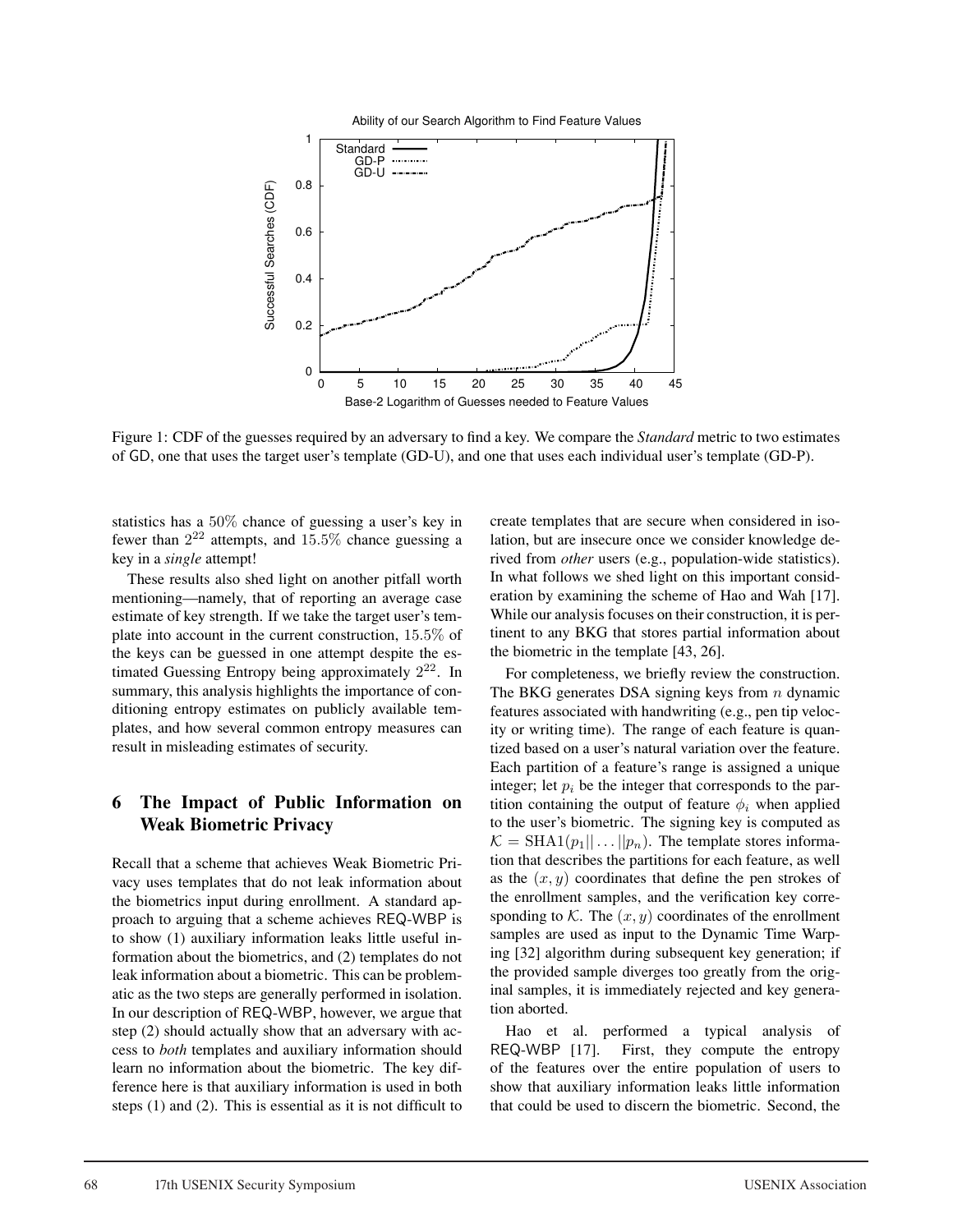Figure 1: CDF of the guesses required by an adversary to find a key. We compare the *Standard* metric to two estimates of GD, one that uses the target user's template (GD-U), and one that uses each individual user's template (GD-P).

statistics has a 50% chance of guessing a user's key in fewer than $2^{22}$ attempts, and 15.5% chance guessing a key in a *single* attempt!

These results also shed light on another pitfall worth mentioning—namely, that of reporting an average case estimate of key strength. If we take the target user's template into account in the current construction, 15.5% of the keys can be guessed in one attempt despite the estimated Guessing Entropy being approximately $2^{22}$. In summary, this analysis highlights the importance of conditioning entropy estimates on publicly available templates, and how several common entropy measures can result in misleading estimates of security.

## 6 The Impact of Public Information on Weak Biometric Privacy

Recall that a scheme that achieves Weak Biometric Privacy uses templates that do not leak information about the biometrics input during enrollment. A standard approach to arguing that a scheme achieves REQ-WBP is to show (1) auxiliary information leaks little useful information about the biometrics, and (2) templates do not leak information about a biometric. This can be problematic as the two steps are generally performed in isolation. In our description of REQ-WBP, however, we argue that step (2) should actually show that an adversary with access to *both* templates and auxiliary information should learn no information about the biometric. The key difference here is that auxiliary information is used in both steps (1) and (2). This is essential as it is not difficult to create templates that are secure when considered in isolation, but are insecure once we consider knowledge derived from *other* users (e.g., population-wide statistics). In what follows we shed light on this important consideration by examining the scheme of Hao and Wah [17]. While our analysis focuses on their construction, it is pertinent to any BKG that stores partial information about the biometric in the template [43, 26].

For completeness, we briefly review the construction. The BKG generates DSA signing keys from $n$ dynamic features associated with handwriting (e.g., pen tip velocity or writing time). The range of each feature is quantized based on a user's natural variation over the feature. Each partition of a feature's range is assigned a unique integer; let $p_i$ be the integer that corresponds to the partition containing the output of feature $\phi_i$ when applied to the user's biometric. The signing key is computed as $\mathcal{K} = \mathrm{SHA1}(p_1||\dots||p_n)$. The template stores information that describes the partitions for each feature, as well as the $(x, y)$ coordinates that define the pen strokes of the enrollment samples, and the verification key corresponding to $\mathcal{K}$. The $(x, y)$ coordinates of the enrollment samples are used as input to the Dynamic Time Warping [32] algorithm during subsequent key generation; if the provided sample diverges too greatly from the original samples, it is immediately rejected and key generation aborted.

Hao et al. performed a typical analysis of REQ-WBP [17]. First, they compute the entropy of the features over the entire population of users to show that auxiliary information leaks little information that could be used to discern the biometric. Second, the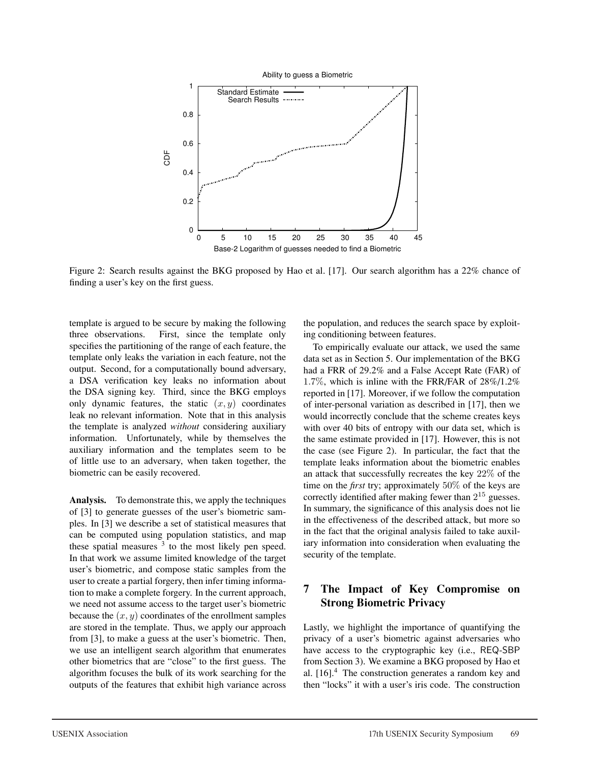Figure 2: Search results against the BKG proposed by Hao et al. [17]. Our search algorithm has a 22% chance of finding a user's key on the first guess.

template is argued to be secure by making the following three observations. First, since the template only specifies the partitioning of the range of each feature, the template only leaks the variation in each feature, not the output. Second, for a computationally bound adversary, a DSA verification key leaks no information about the DSA signing key. Third, since the BKG employs only dynamic features, the static $(x, y)$ coordinates leak no relevant information. Note that in this analysis the template is analyzed *without* considering auxiliary information. Unfortunately, while by themselves the auxiliary information and the templates seem to be of little use to an adversary, when taken together, the biometric can be easily recovered.

**Analysis.** To demonstrate this, we apply the techniques of [3] to generate guesses of the user's biometric samples. In [3] we describe a set of statistical measures that can be computed using population statistics, and map these spatial measures [3] to the most likely pen speed. In that work we assume limited knowledge of the target user's biometric, and compose static samples from the user to create a partial forgery, then infer timing information to make a complete forgery. In the current approach, we need not assume access to the target user's biometric because the $(x, y)$ coordinates of the enrollment samples are stored in the template. Thus, we apply our approach from [3], to make a guess at the user's biometric. Then, we use an intelligent search algorithm that enumerates other biometrics that are "close" to the first guess. The algorithm focuses the bulk of its work searching for the outputs of the features that exhibit high variance across the population, and reduces the search space by exploiting conditioning between features.

To empirically evaluate our attack, we used the same data set as in Section 5. Our implementation of the BKG had a FRR of 29.2% and a False Accept Rate (FAR) of 1.7%, which is inline with the FRR/FAR of 28%/1.2% reported in [17]. Moreover, if we follow the computation of inter-personal variation as described in [17], then we would incorrectly conclude that the scheme creates keys with over 40 bits of entropy with our data set, which is the same estimate provided in [17]. However, this is not the case (see Figure 2). In particular, the fact that the template leaks information about the biometric enables an attack that successfully recreates the key $22\%$ of the time on the *first* try; approximately $50\%$ of the keys are correctly identified after making fewer than $2^{15}$ guesses. In summary, the significance of this analysis does not lie in the effectiveness of the described attack, but more so in the fact that the original analysis failed to take auxiliary information into consideration when evaluating the security of the template.

## 7 The Impact of Key Compromise on Strong Biometric Privacy

Lastly, we highlight the importance of quantifying the privacy of a user's biometric against adversaries who have access to the cryptographic key (i.e., REQ-SBP from Section 3). We examine a BKG proposed by Hao et al. [16].[4] The construction generates a random key and then "locks" it with a user's iris code. The construction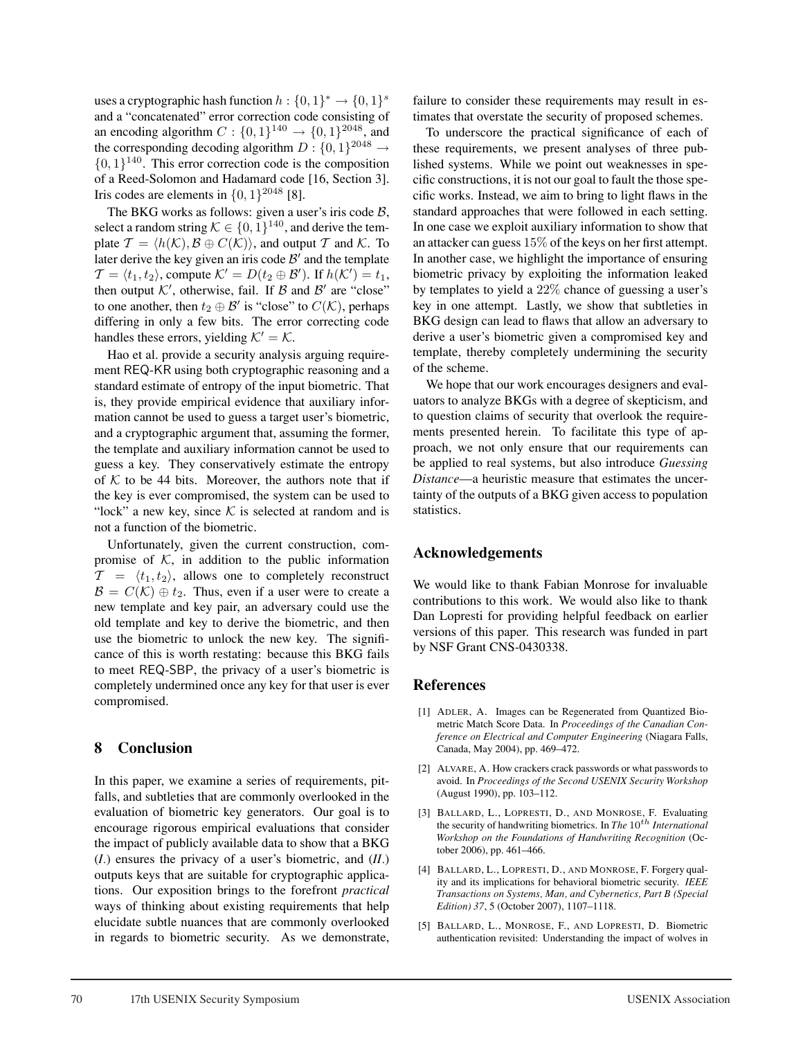uses a cryptographic hash function $h : \{0,1\}^* \rightarrow \{0,1\}^s$ and a "concatenated" error correction code consisting of an encoding algorithm $C : \{0,1\}^{140} \rightarrow \{0,1\}^{2048}$, and the corresponding decoding algorithm $D : \{0,1\}^{2048} \rightarrow \{0,1\}^{140}$. This error correction code is the composition of a Reed-Solomon and Hadamard code [16, Section 3]. Iris codes are elements in $\{0,1\}^{2048}$ [8].

The BKG works as follows: given a user's iris code $\mathcal{B}$, select a random string $\mathcal{K} \in \{0,1\}^{140}$, and derive the template $\mathcal{T} = \langle h(\mathcal{K}), \mathcal{B} \oplus C(\mathcal{K}) \rangle$, and output $\mathcal{T}$ and $\mathcal{K}$. To later derive the key given an iris code $\mathcal{B}'$ and the template $\mathcal{T} = \langle t_1, t_2 \rangle$, compute $\mathcal{K}' = D(t_2 \oplus \mathcal{B}')$. If $h(\mathcal{K}') = t_1$, then output $\mathcal{K}'$, otherwise, fail. If $\mathcal{B}$ and $\mathcal{B}'$ are "close" to one another, then $t_2 \oplus \mathcal{B}'$ is "close" to $C(\mathcal{K})$, perhaps differing in only a few bits. The error correcting code handles these errors, yielding $\mathcal{K}' = \mathcal{K}$.

Hao et al. provide a security analysis arguing requirement REQ-KR using both cryptographic reasoning and a standard estimate of entropy of the input biometric. That is, they provide empirical evidence that auxiliary information cannot be used to guess a target user's biometric, and a cryptographic argument that, assuming the former, the template and auxiliary information cannot be used to guess a key. They conservatively estimate the entropy of $\mathcal{K}$ to be 44 bits. Moreover, the authors note that if the key is ever compromised, the system can be used to "lock" a new key, since $\mathcal{K}$ is selected at random and is not a function of the biometric.

Unfortunately, given the current construction, compromise of $\mathcal{K}$, in addition to the public information $\mathcal{T} = \langle t_1, t_2 \rangle$, allows one to completely reconstruct $\mathcal{B} = C(\mathcal{K}) \oplus t_2$. Thus, even if a user were to create a new template and key pair, an adversary could use the old template and key to derive the biometric, and then use the biometric to unlock the new key. The significance of this is worth restating: because this BKG fails to meet REQ-SBP, the privacy of a user's biometric is completely undermined once any key for that user is ever compromised.

## 8 Conclusion

In this paper, we examine a series of requirements, pitfalls, and subtleties that are commonly overlooked in the evaluation of biometric key generators. Our goal is to encourage rigorous empirical evaluations that consider the impact of publicly available data to show that a BKG (*I.*) ensures the privacy of a user's biometric, and (*II.*) outputs keys that are suitable for cryptographic applications. Our exposition brings to the forefront *practical* ways of thinking about existing requirements that help elucidate subtle nuances that are commonly overlooked in regards to biometric security. As we demonstrate, failure to consider these requirements may result in estimates that overstate the security of proposed schemes.

To underscore the practical significance of each of these requirements, we present analyses of three published systems. While we point out weaknesses in specific constructions, it is not our goal to fault the those specific works. Instead, we aim to bring to light flaws in the standard approaches that were followed in each setting. In one case we exploit auxiliary information to show that an attacker can guess 15% of the keys on her first attempt. In another case, we highlight the importance of ensuring biometric privacy by exploiting the information leaked by templates to yield a 22% chance of guessing a user's key in one attempt. Lastly, we show that subtleties in BKG design can lead to flaws that allow an adversary to derive a user's biometric given a compromised key and template, thereby completely undermining the security of the scheme.

We hope that our work encourages designers and evaluators to analyze BKGs with a degree of skepticism, and to question claims of security that overlook the requirements presented herein. To facilitate this type of approach, we not only ensure that our requirements can be applied to real systems, but also introduce *Guessing Distance*—a heuristic measure that estimates the uncertainty of the outputs of a BKG given access to population statistics.

## Acknowledgements

We would like to thank Fabian Monrose for invaluable contributions to this work. We would also like to thank Dan Lopresti for providing helpful feedback on earlier versions of this paper. This research was funded in part by NSF Grant CNS-0430338.

## References

[1] ADLER, A. Images can be Regenerated from Quantized Biometric Match Score Data. In *Proceedings of the Canadian Conference on Electrical and Computer Engineering* (Niagara Falls, Canada, May 2004), pp. 469–472.

[2] ALVARE, A. How crackers crack passwords or what passwords to avoid. In *Proceedings of the Second USENIX Security Workshop* (August 1990), pp. 103–112.

[3] BALLARD, L., LOPRESTI, D., AND MONROSE, F. Evaluating the security of handwriting biometrics. In *The $10^{th}$ International Workshop on the Foundations of Handwriting Recognition* (October 2006), pp. 461–466.

[4] BALLARD, L., LOPRESTI, D., AND MONROSE, F. Forgery quality and its implications for behavioral biometric security. *IEEE Transactions on Systems, Man, and Cybernetics, Part B (Special Edition) 37*, 5 (October 2007), 1107–1118.

[5] BALLARD, L., MONROSE, F., AND LOPRESTI, D. Biometric authentication revisited: Understanding the impact of wolves in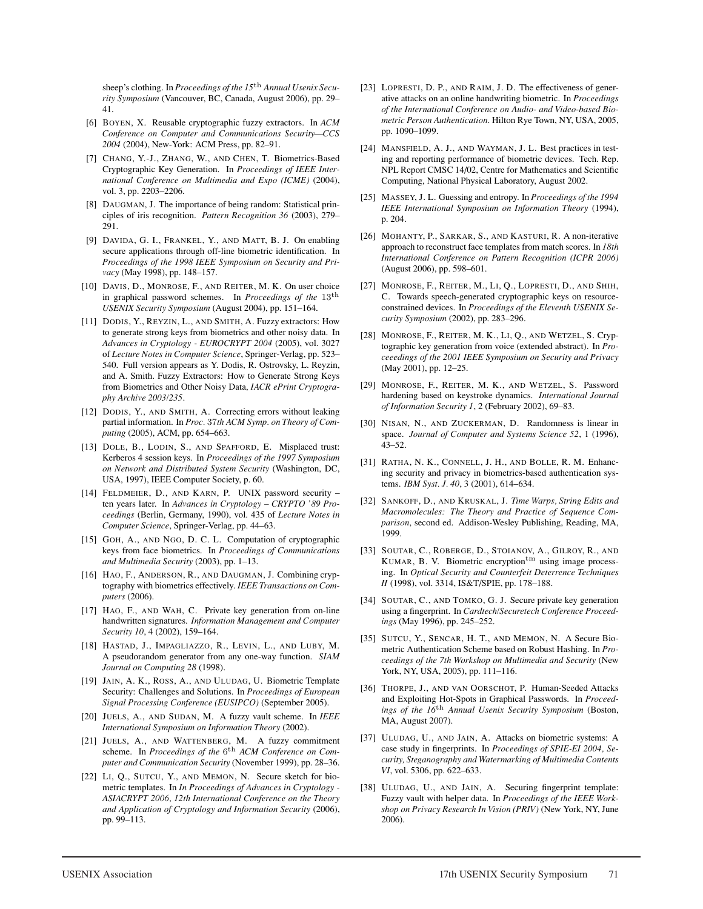sheep's clothing. In *Proceedings of the 15$^{\text{th}}$ Annual Usenix Security Symposium* (Vancouver, BC, Canada, August 2006), pp. 29–41.

[6] BOYEN, X. Reusable cryptographic fuzzy extractors. In *ACM Conference on Computer and Communications Security—CCS 2004* (2004), New-York: ACM Press, pp. 82–91.

[7] CHANG, Y.-J., ZHANG, W., AND CHEN, T. Biometrics-Based Cryptographic Key Generation. In *Proceedings of IEEE International Conference on Multimedia and Expo (ICME)* (2004), vol. 3, pp. 2203–2206.

[8] DAUGMAN, J. The importance of being random: Statistical principles of iris recognition. *Pattern Recognition 36* (2003), 279–291.

[9] DAVIDA, G. I., FRANKEL, Y., AND MATT, B. J. On enabling secure applications through off-line biometric identification. In *Proceedings of the 1998 IEEE Symposium on Security and Privacy* (May 1998), pp. 148–157.

[10] DAVIS, D., MONROSE, F., AND REITER, M. K. On user choice in graphical password schemes. In *Proceedings of the 13$^{\text{th}}$ USENIX Security Symposium* (August 2004), pp. 151–164.

[11] DODIS, Y., REYZIN, L., AND SMITH, A. Fuzzy extractors: How to generate strong keys from biometrics and other noisy data. In *Advances in Cryptology - EUROCRYPT 2004* (2005), vol. 3027 of *Lecture Notes in Computer Science*, Springer-Verlag, pp. 523–540. Full version appears as Y. Dodis, R. Ostrovsky, L. Reyzin, and A. Smith. Fuzzy Extractors: How to Generate Strong Keys from Biometrics and Other Noisy Data, *IACR ePrint Cryptography Archive 2003/235*.

[12] DODIS, Y., AND SMITH, A. Correcting errors without leaking partial information. In *Proc. 37th ACM Symp. on Theory of Computing* (2005), ACM, pp. 654–663.

[13] DOLE, B., LODIN, S., AND SPAFFORD, E. Misplaced trust: Kerberos 4 session keys. In *Proceedings of the 1997 Symposium on Network and Distributed System Security* (Washington, DC, USA, 1997), IEEE Computer Society, p. 60.

[14] FELDMEIER, D., AND KARN, P. UNIX password security – ten years later. In *Advances in Cryptology – CRYPTO '89 Proceedings* (Berlin, Germany, 1990), vol. 435 of *Lecture Notes in Computer Science*, Springer-Verlag, pp. 44–63.

[15] GOH, A., AND NGO, D. C. L. Computation of cryptographic keys from face biometrics. In *Proceedings of Communications and Multimedia Security* (2003), pp. 1–13.

[16] HAO, F., ANDERSON, R., AND DAUGMAN, J. Combining cryptography with biometrics effectively. *IEEE Transactions on Computers* (2006).

[17] HAO, F., AND WAH, C. Private key generation from on-line handwritten signatures. *Information Management and Computer Security 10*, 4 (2002), 159–164.

[18] HASTAD, J., IMPAGLIAZZO, R., LEVIN, L., AND LUBY, M. A pseudorandom generator from any one-way function. *SIAM Journal on Computing 28* (1998).

[19] JAIN, A. K., ROSS, A., AND ULUDAG, U. Biometric Template Security: Challenges and Solutions. In *Proceedings of European Signal Processing Conference (EUSIPCO)* (September 2005).

[20] JUELS, A., AND SUDAN, M. A fuzzy vault scheme. In *IEEE International Symposium on Information Theory* (2002).

[21] JUELS, A., AND WATTENBERG, M. A fuzzy commitment scheme. In *Proceedings of the 6$^{\text{th}}$ ACM Conference on Computer and Communication Security* (November 1999), pp. 28–36.

[22] LI, Q., SUTCU, Y., AND MEMON, N. Secure sketch for biometric templates. In *In Proceedings of Advances in Cryptology - ASIACRYPT 2006, 12th International Conference on the Theory and Application of Cryptology and Information Security* (2006), pp. 99–113.

[23] LOPRESTI, D. P., AND RAIM, J. D. The effectiveness of generative attacks on an online handwriting biometric. In *Proceedings of the International Conference on Audio- and Video-based Biometric Person Authentication*. Hilton Rye Town, NY, USA, 2005, pp. 1090–1099.

[24] MANSFIELD, A. J., AND WAYMAN, J. L. Best practices in testing and reporting performance of biometric devices. Tech. Rep. NPL Report CMSC 14/02, Centre for Mathematics and Scientific Computing, National Physical Laboratory, August 2002.

[25] MASSEY, J. L. Guessing and entropy. In *Proceedings of the 1994 IEEE International Symposium on Information Theory* (1994), p. 204.

[26] MOHANTY, P., SARKAR, S., AND KASTURI, R. A non-iterative approach to reconstruct face templates from match scores. In *18th International Conference on Pattern Recognition (ICPR 2006)* (August 2006), pp. 598–601.

[27] MONROSE, F., REITER, M., LI, Q., LOPRESTI, D., AND SHIH, C. Towards speech-generated cryptographic keys on resource-constrained devices. In *Proceedings of the Eleventh USENIX Security Symposium* (2002), pp. 283–296.

[28] MONROSE, F., REITER, M. K., LI, Q., AND WETZEL, S. Cryptographic key generation from voice (extended abstract). In *Proceeedings of the 2001 IEEE Symposium on Security and Privacy* (May 2001), pp. 12–25.

[29] MONROSE, F., REITER, M. K., AND WETZEL, S. Password hardening based on keystroke dynamics. *International Journal of Information Security 1*, 2 (February 2002), 69–83.

[30] NISAN, N., AND ZUCKERMAN, D. Randomness is linear in space. *Journal of Computer and Systems Science 52*, 1 (1996), 43–52.

[31] RATHA, N. K., CONNELL, J. H., AND BOLLE, R. M. Enhancing security and privacy in biometrics-based authentication systems. *IBM Syst. J. 40*, 3 (2001), 614–634.

[32] SANKOFF, D., AND KRUSKAL, J. *Time Warps, String Edits and Macromolecules: The Theory and Practice of Sequence Comparison*, second ed. Addison-Wesley Publishing, Reading, MA, 1999.

[33] SOUTAR, C., ROBERGE, D., STOIANOV, A., GILROY, R., AND KUMAR, B. V. Biometric encryption$^{\text{tm}}$ using image processing. In *Optical Security and Counterfeit Deterrence Techniques II* (1998), vol. 3314, IS&T/SPIE, pp. 178–188.

[34] SOUTAR, C., AND TOMKO, G. J. Secure private key generation using a fingerprint. In *Cardtech/Securetech Conference Proceedings* (May 1996), pp. 245–252.

[35] SUTCU, Y., SENCAR, H. T., AND MEMON, N. A Secure Biometric Authentication Scheme based on Robust Hashing. In *Proceedings of the 7th Workshop on Multimedia and Security* (New York, NY, USA, 2005), pp. 111–116.

[36] THORPE, J., AND VAN OORSCHOT, P. Human-Seeded Attacks and Exploiting Hot-Spots in Graphical Passwords. In *Proceedings of the 16$^{\text{th}}$ Annual Usenix Security Symposium* (Boston, MA, August 2007).

[37] ULUDAG, U., AND JAIN, A. Attacks on biometric systems: A case study in fingerprints. In *Proceedings of SPIE-EI 2004, Security, Steganography and Watermarking of Multimedia Contents VI*, vol. 5306, pp. 622–633.

[38] ULUDAG, U., AND JAIN, A. Securing fingerprint template: Fuzzy vault with helper data. In *Proceedings of the IEEE Workshop on Privacy Research In Vision (PRIV)* (New York, NY, June 2006).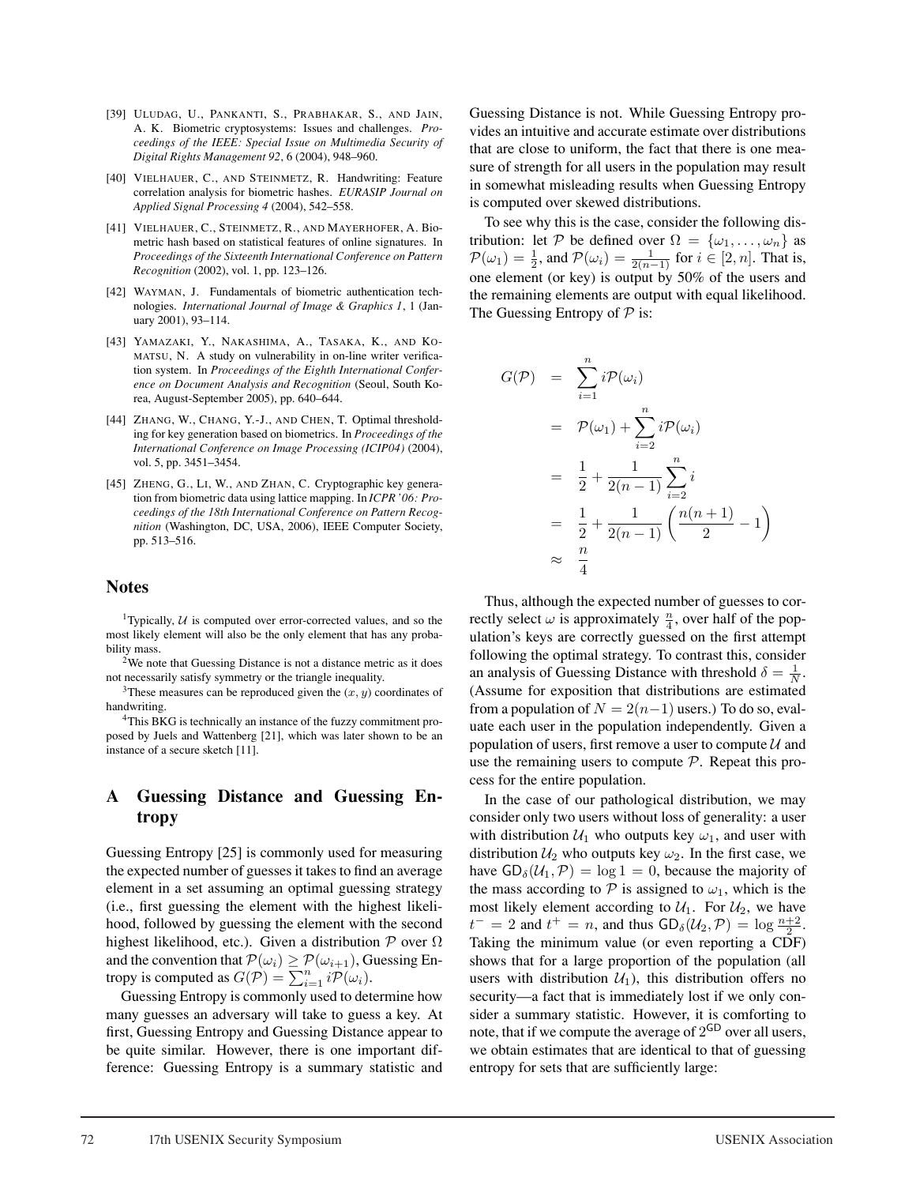[39] Uludag, U., Pankanti, S., Prabhakar, S., and Jain, A. K. Biometric cryptosystems: Issues and challenges. *Proceedings of the IEEE: Special Issue on Multimedia Security of Digital Rights Management 92*, 6 (2004), 948–960.

[40] Vielhauer, C., and Steinmetz, R. Handwriting: Feature correlation analysis for biometric hashes. *EURASIP Journal on Applied Signal Processing 4* (2004), 542–558.

[41] Vielhauer, C., Steinmetz, R., and Mayerhofer, A. Biometric hash based on statistical features of online signatures. In *Proceedings of the Sixteenth International Conference on Pattern Recognition* (2002), vol. 1, pp. 123–126.

[42] Wayman, J. Fundamentals of biometric authentication technologies. *International Journal of Image & Graphics 1*, 1 (January 2001), 93–114.

[43] Yamazaki, Y., Nakashima, A., Tasaka, K., and Komatsu, N. A study on vulnerability in on-line writer verification system. In *Proceedings of the Eighth International Conference on Document Analysis and Recognition* (Seoul, South Korea, August-September 2005), pp. 640–644.

[44] Zhang, W., Chang, Y.-J., and Chen, T. Optimal thresholding for key generation based on biometrics. In *Proceedings of the International Conference on Image Processing (ICIP04)* (2004), vol. 5, pp. 3451–3454.

[45] Zheng, G., Li, W., and Zhan, C. Cryptographic key generation from biometric data using lattice mapping. In *ICPR'06: Proceedings of the 18th International Conference on Pattern Recognition* (Washington, DC, USA, 2006), IEEE Computer Society, pp. 513–516.

## Notes

[1] Typically, $\mathcal{U}$ is computed over error-corrected values, and so the most likely element will also be the only element that has any probability mass.

[2] We note that Guessing Distance is not a distance metric as it does not necessarily satisfy symmetry or the triangle inequality.

[3] These measures can be reproduced given the $(x, y)$ coordinates of handwriting.

[4] This BKG is technically an instance of the fuzzy commitment proposed by Juels and Wattenberg [21], which was later shown to be an instance of a secure sketch [11].

## A Guessing Distance and Guessing Entropy

Guessing Entropy [25] is commonly used for measuring the expected number of guesses it takes to find an average element in a set assuming an optimal guessing strategy (i.e., first guessing the element with the highest likelihood, followed by guessing the element with the second highest likelihood, etc.). Given a distribution $\mathcal{P}$ over $\Omega$ and the convention that $\mathcal{P}(\omega_i) \geq \mathcal{P}(\omega_{i+1})$, Guessing Entropy is computed as $G(\mathcal{P}) = \sum_{i=1}^{n} i\mathcal{P}(\omega_i)$.

Guessing Entropy is commonly used to determine how many guesses an adversary will take to guess a key. At first, Guessing Entropy and Guessing Distance appear to be quite similar. However, there is one important difference: Guessing Entropy is a summary statistic and Guessing Distance is not. While Guessing Entropy provides an intuitive and accurate estimate over distributions that are close to uniform, the fact that there is one measure of strength for all users in the population may result in somewhat misleading results when Guessing Entropy is computed over skewed distributions.

To see why this is the case, consider the following distribution: let $\mathcal{P}$ be defined over $\Omega = \{\omega_1, \ldots, \omega_n\}$ as $\mathcal{P}(\omega_1) = \frac{1}{2}$, and $\mathcal{P}(\omega_i) = \frac{1}{2(n-1)}$ for $i \in [2, n]$. That is, one element (or key) is output by 50% of the users and the remaining elements are output with equal likelihood. The Guessing Entropy of $\mathcal{P}$ is:

$$
\begin{aligned}
G(\mathcal{P}) &= \sum_{i=1}^{n} i\mathcal{P}(\omega_i) \\
&= \mathcal{P}(\omega_1) + \sum_{i=2}^{n} i\mathcal{P}(\omega_i) \\
&= \frac{1}{2} + \frac{1}{2(n-1)} \sum_{i=2}^{n} i \\
&= \frac{1}{2} + \frac{1}{2(n-1)} \left( \frac{n(n+1)}{2} - 1 \right) \\
&\approx \frac{n}{4}
\end{aligned}
$$

Thus, although the expected number of guesses to correctly select $\omega$ is approximately $\frac{n}{4}$, over half of the population's keys are correctly guessed on the first attempt following the optimal strategy. To contrast this, consider an analysis of Guessing Distance with threshold $\delta = \frac{1}{N}$. (Assume for exposition that distributions are estimated from a population of $N = 2(n-1)$ users.) To do so, evaluate each user in the population independently. Given a population of users, first remove a user to compute $\mathcal{U}$ and use the remaining users to compute $\mathcal{P}$. Repeat this process for the entire population.

In the case of our pathological distribution, we may consider only two users without loss of generality: a user with distribution $\mathcal{U}_1$ who outputs key $\omega_1$, and user with distribution $\mathcal{U}_2$ who outputs key $\omega_2$. In the first case, we have $\mathsf{GD}_\delta(\mathcal{U}_1, \mathcal{P}) = \log 1 = 0$, because the majority of the mass according to $\mathcal{P}$ is assigned to $\omega_1$, which is the most likely element according to $\mathcal{U}_1$. For $\mathcal{U}_2$, we have $t^- = 2$ and $t^+ = n$, and thus $\mathsf{GD}_\delta(\mathcal{U}_2, \mathcal{P}) = \log \frac{n+2}{2}$. Taking the minimum value (or even reporting a CDF) shows that for a large proportion of the population (all users with distribution $\mathcal{U}_1$), this distribution offers no security—a fact that is immediately lost if we only consider a summary statistic. However, it is comforting to note, that if we compute the average of $2^{\mathsf{GD}}$ over all users, we obtain estimates that are identical to that of guessing entropy for sets that are sufficiently large: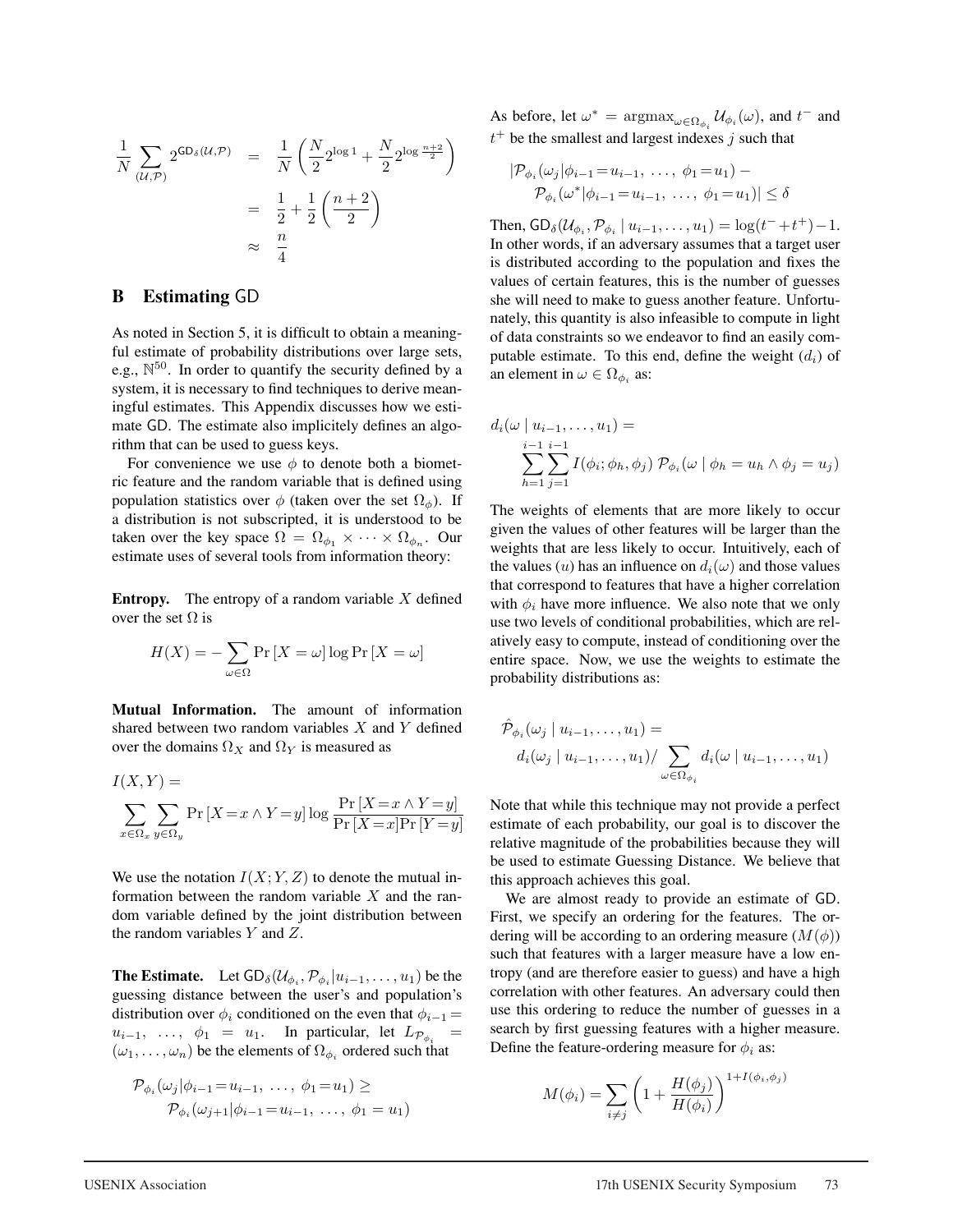$$
\begin{aligned}
\frac{1}{N}\sum_{(\mathcal{U},\mathcal{P})} 2^{\mathsf{GD}_\delta(\mathcal{U},\mathcal{P})} &= \frac{1}{N}\left(\frac{N}{2}2^{\log 1} + \frac{N}{2}2^{\log\frac{n+2}{2}}\right)\\
&= \frac{1}{2} + \frac{1}{2}\left(\frac{n+2}{2}\right)\\
&\approx \frac{n}{4}
\end{aligned}
$$

## B Estimating GD

As noted in Section 5, it is difficult to obtain a meaningful estimate of probability distributions over large sets, e.g., $\mathbb{N}^{50}$. In order to quantify the security defined by a system, it is necessary to find techniques to derive meaningful estimates. This Appendix discusses how we estimate GD. The estimate also implicitely defines an algorithm that can be used to guess keys.

For convenience we use $\phi$ to denote both a biometric feature and the random variable that is defined using population statistics over $\phi$ (taken over the set $\Omega_\phi$). If a distribution is not subscripted, it is understood to be taken over the key space $\Omega = \Omega_{\phi_1} \times \cdots \times \Omega_{\phi_n}$. Our estimate uses of several tools from information theory:

**Entropy.** The entropy of a random variable $X$ defined over the set $\Omega$ is

$$
H(X) = -\sum_{\omega\in\Omega} \Pr[X=\omega]\log\Pr[X=\omega]
$$

**Mutual Information.** The amount of information shared between two random variables $X$ and $Y$ defined over the domains $\Omega_X$ and $\Omega_Y$ is measured as

$$
I(X,Y) = \sum_{x\in\Omega_x}\sum_{y\in\Omega_y} \Pr[X=x \wedge Y=y]\log\frac{\Pr[X=x\wedge Y=y]}{\Pr[X=x]\Pr[Y=y]}
$$

We use the notation $I(X;Y,Z)$ to denote the mutual information between the random variable $X$ and the random variable defined by the joint distribution between the random variables $Y$ and $Z$.

**The Estimate.** Let $\mathsf{GD}_\delta(\mathcal{U}_{\phi_i}, \mathcal{P}_{\phi_i}|u_{i-1},\ldots,u_1)$ be the guessing distance between the user's and population's distribution over $\phi_i$ conditioned on the even that $\phi_{i-1} = u_{i-1}, \ldots, \phi_1 = u_1$. In particular, let $L_{\mathcal{P}_{\phi_i}} = (\omega_1,\ldots,\omega_n)$ be the elements of $\Omega_{\phi_i}$ ordered such that

$$
\mathcal{P}_{\phi_i}(\omega_j|\phi_{i-1}=u_{i-1},\ \ldots,\ \phi_1=u_1) \geq \mathcal{P}_{\phi_i}(\omega_{j+1}|\phi_{i-1}=u_{i-1},\ \ldots,\ \phi_1=u_1)
$$

As before, let $\omega^* = \mathrm{argmax}_{\omega\in\Omega_{\phi_i}}\mathcal{U}_{\phi_i}(\omega)$, and $t^-$ and $t^+$ be the smallest and largest indexes $j$ such that

$$
|\mathcal{P}_{\phi_i}(\omega_j|\phi_{i-1}=u_{i-1},\ \ldots,\ \phi_1=u_1) - \mathcal{P}_{\phi_i}(\omega^*|\phi_{i-1}=u_{i-1},\ \ldots,\ \phi_1=u_1)| \leq \delta
$$

Then, $\mathsf{GD}_\delta(\mathcal{U}_{\phi_i},\mathcal{P}_{\phi_i} \mid u_{i-1},\ldots,u_1) = \log(t^- + t^+) - 1$. In other words, if an adversary assumes that a target user is distributed according to the population and fixes the values of certain features, this is the number of guesses she will need to make to guess another feature. Unfortunately, this quantity is also infeasible to compute in light of data constraints so we endeavor to find an easily computable estimate. To this end, define the weight ($d_i$) of an element in $\omega \in \Omega_{\phi_i}$ as:

$$
d_i(\omega \mid u_{i-1},\ldots,u_1) = \sum_{h=1}^{i-1}\sum_{j=1}^{i-1} I(\phi_i;\phi_h,\phi_j)\ \mathcal{P}_{\phi_i}(\omega \mid \phi_h = u_h \wedge \phi_j = u_j)
$$

The weights of elements that are more likely to occur given the values of other features will be larger than the weights that are less likely to occur. Intuitively, each of the values ($u$) has an influence on $d_i(\omega)$ and those values that correspond to features that have a higher correlation with $\phi_i$ have more influence. We also note that we only use two levels of conditional probabilities, which are relatively easy to compute, instead of conditioning over the entire space. Now, we use the weights to estimate the probability distributions as:

$$
\hat{\mathcal{P}}_{\phi_i}(\omega_j \mid u_{i-1},\ldots,u_1) = d_i(\omega_j \mid u_{i-1},\ldots,u_1) / \sum_{\omega\in\Omega_{\phi_i}} d_i(\omega \mid u_{i-1},\ldots,u_1)
$$

Note that while this technique may not provide a perfect estimate of each probability, our goal is to discover the relative magnitude of the probabilities because they will be used to estimate Guessing Distance. We believe that this approach achieves this goal.

We are almost ready to provide an estimate of GD. First, we specify an ordering for the features. The ordering will be according to an ordering measure ($M(\phi)$) such that features with a larger measure have a low entropy (and are therefore easier to guess) and have a high correlation with other features. An adversary could then use this ordering to reduce the number of guesses in a search by first guessing features with a higher measure. Define the feature-ordering measure for $\phi_i$ as:

$$
M(\phi_i) = \sum_{i\neq j}\left(1 + \frac{H(\phi_j)}{H(\phi_i)}\right)^{1+I(\phi_i,\phi_j)}
$$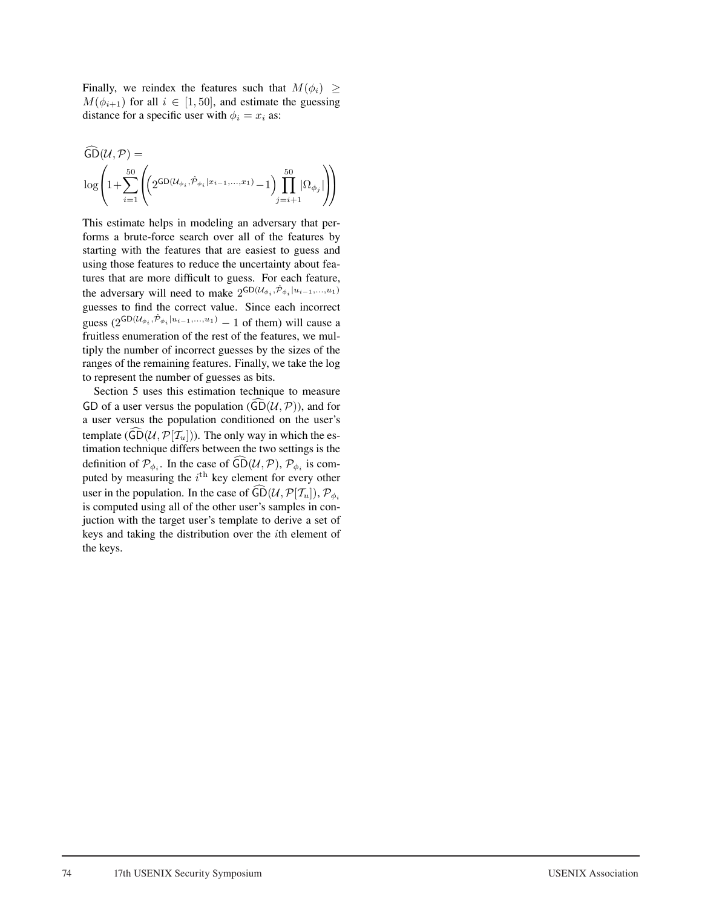Finally, we reindex the features such that $M(\phi_i) \geq M(\phi_{i+1})$ for all $i \in [1, 50]$, and estimate the guessing distance for a specific user with $\phi_i = x_i$ as:

$$\widehat{\mathsf{GD}}(\mathcal{U}, \mathcal{P}) = \log\left(1 + \sum_{i=1}^{50}\left(\left(2^{\mathsf{GD}(\mathcal{U}_{\phi_i}, \hat{\mathcal{P}}_{\phi_i}|x_{i-1},\ldots,x_1)} - 1\right)\prod_{j=i+1}^{50}|\Omega_{\phi_j}|\right)\right)$$

This estimate helps in modeling an adversary that performs a brute-force search over all of the features by starting with the features that are easiest to guess and using those features to reduce the uncertainty about features that are more difficult to guess. For each feature, the adversary will need to make $2^{\mathsf{GD}(\mathcal{U}_{\phi_i}, \hat{\mathcal{P}}_{\phi_i}|u_{i-1},\ldots,u_1)}$ guesses to find the correct value. Since each incorrect guess ($2^{\mathsf{GD}(\mathcal{U}_{\phi_i}, \hat{\mathcal{P}}_{\phi_i}|u_{i-1},\ldots,u_1)} - 1$ of them) will cause a fruitless enumeration of the rest of the features, we multiply the number of incorrect guesses by the sizes of the ranges of the remaining features. Finally, we take the log to represent the number of guesses as bits.

Section 5 uses this estimation technique to measure $\mathsf{GD}$ of a user versus the population ($\widehat{\mathsf{GD}}(\mathcal{U}, \mathcal{P})$), and for a user versus the population conditioned on the user's template ($\widehat{\mathsf{GD}}(\mathcal{U}, \mathcal{P}[\mathcal{T}_u])$). The only way in which the estimation technique differs between the two settings is the definition of $\mathcal{P}_{\phi_i}$. In the case of $\widehat{\mathsf{GD}}(\mathcal{U}, \mathcal{P})$, $\mathcal{P}_{\phi_i}$ is computed by measuring the $i^{\text{th}}$ key element for every other user in the population. In the case of $\widehat{\mathsf{GD}}(\mathcal{U}, \mathcal{P}[\mathcal{T}_u])$, $\mathcal{P}_{\phi_i}$ is computed using all of the other user's samples in conjuction with the target user's template to derive a set of keys and taking the distribution over the $i$th element of the keys.